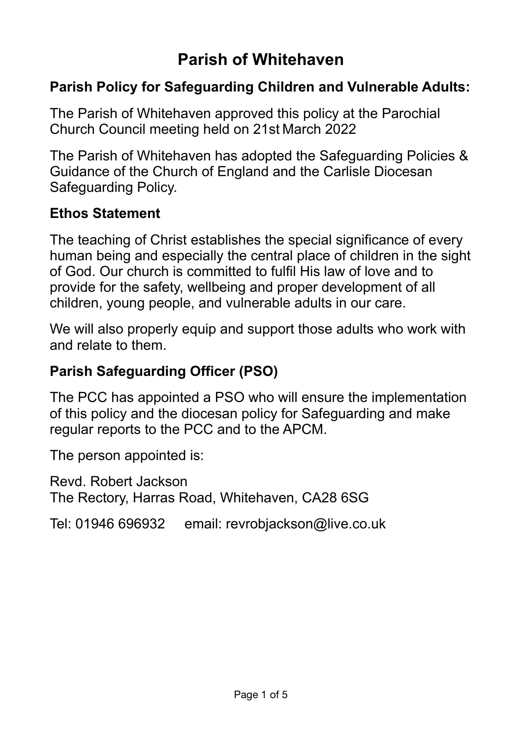# Parish of Whitehaven

## Parish Policy for Safeguarding Children and Vulnerable Adults:

The Parish of Whitehaven approved this policy at the Parochial Church Council meeting held on 21st March 2022

The Parish of Whitehaven has adopted the Safeguarding Policies & Guidance of the Church of England and the Carlisle Diocesan Safeguarding Policy.

## Ethos Statement

The teaching of Christ establishes the special significance of every human being and especially the central place of children in the sight of God. Our church is committed to fulfil His law of love and to provide for the safety, wellbeing and proper development of all children, young people, and vulnerable adults in our care.

We will also properly equip and support those adults who work with and relate to them.

## Parish Safeguarding Officer (PSO)

The PCC has appointed a PSO who will ensure the implementation of this policy and the diocesan policy for Safeguarding and make regular reports to the PCC and to the APCM.

The person appointed is:

Revd. Robert Jackson
The Rectory, Harras Road, Whitehaven, CA28 6SG

Tel: 01946 696932 email: revrobjackson@live.co.uk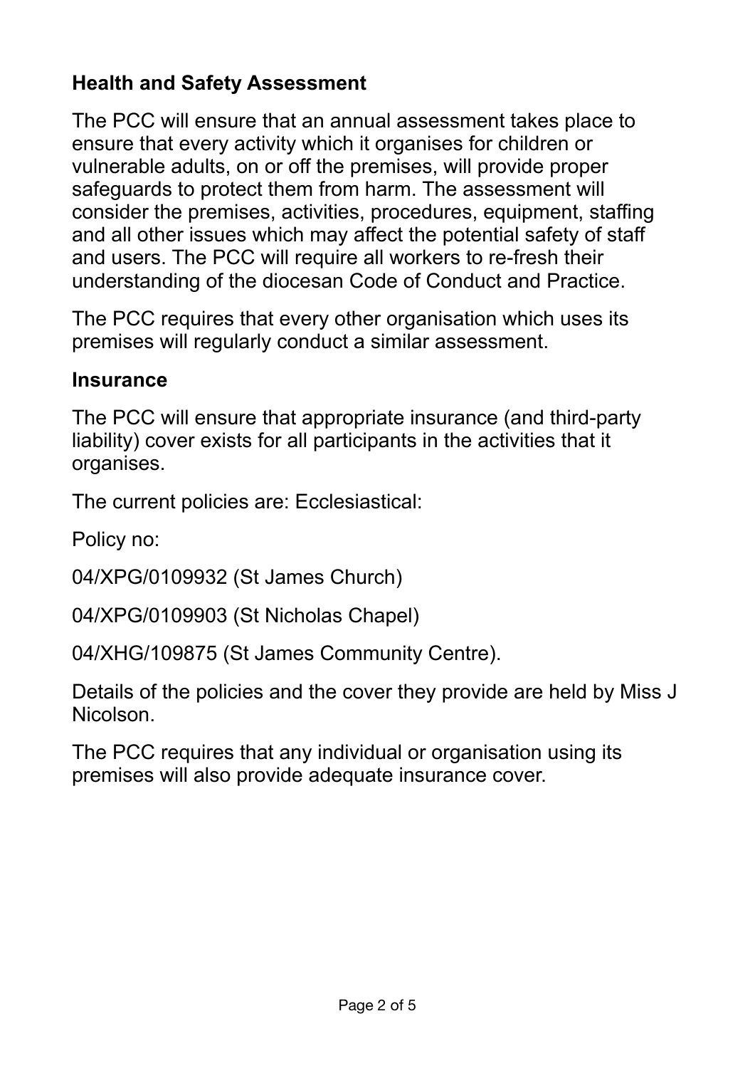## Health and Safety Assessment

The PCC will ensure that an annual assessment takes place to ensure that every activity which it organises for children or vulnerable adults, on or off the premises, will provide proper safeguards to protect them from harm. The assessment will consider the premises, activities, procedures, equipment, staffing and all other issues which may affect the potential safety of staff and users. The PCC will require all workers to re-fresh their understanding of the diocesan Code of Conduct and Practice.

The PCC requires that every other organisation which uses its premises will regularly conduct a similar assessment.

## Insurance

The PCC will ensure that appropriate insurance (and third-party liability) cover exists for all participants in the activities that it organises.

The current policies are: Ecclesiastical:

Policy no:

04/XPG/0109932 (St James Church)

04/XPG/0109903 (St Nicholas Chapel)

04/XHG/109875 (St James Community Centre).

Details of the policies and the cover they provide are held by Miss J Nicolson.

The PCC requires that any individual or organisation using its premises will also provide adequate insurance cover.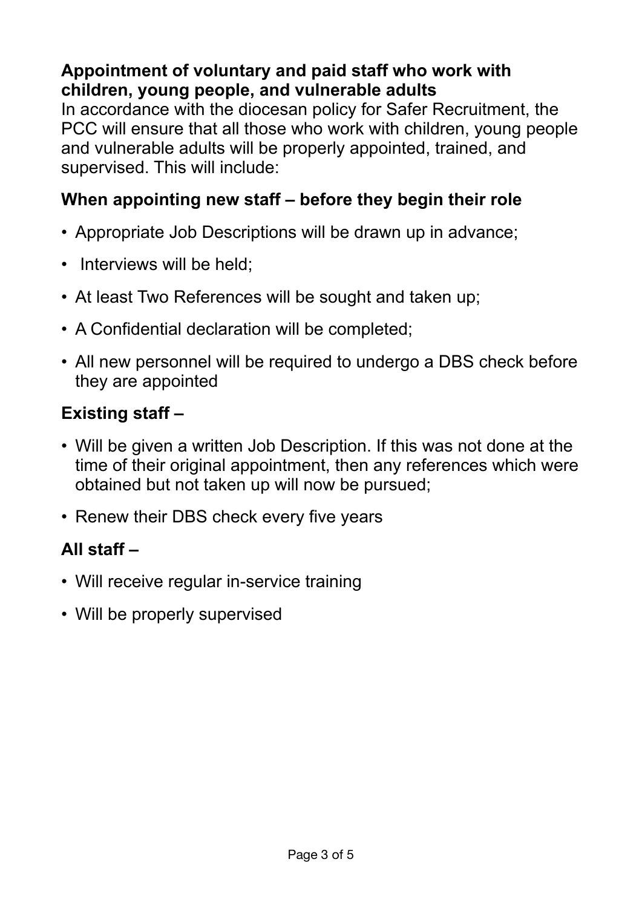**Appointment of voluntary and paid staff who work with children, young people, and vulnerable adults**

In accordance with the diocesan policy for Safer Recruitment, the PCC will ensure that all those who work with children, young people and vulnerable adults will be properly appointed, trained, and supervised. This will include:

**When appointing new staff – before they begin their role**

- Appropriate Job Descriptions will be drawn up in advance;
- Interviews will be held;
- At least Two References will be sought and taken up;
- A Confidential declaration will be completed;
- All new personnel will be required to undergo a DBS check before they are appointed

**Existing staff –**

- Will be given a written Job Description. If this was not done at the time of their original appointment, then any references which were obtained but not taken up will now be pursued;
- Renew their DBS check every five years

**All staff –**

- Will receive regular in-service training
- Will be properly supervised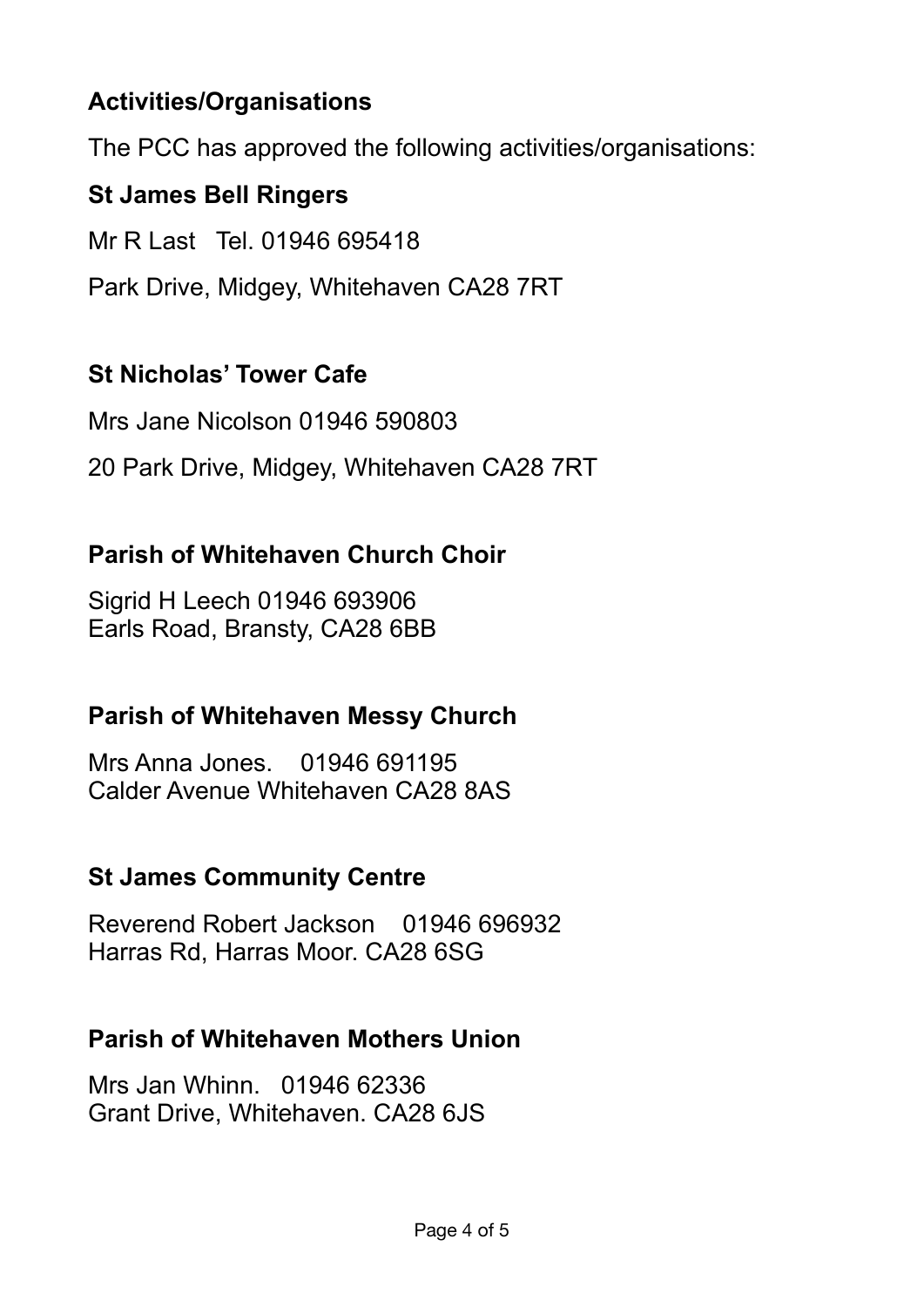## Activities/Organisations

The PCC has approved the following activities/organisations:

### St James Bell Ringers

Mr R Last Tel. 01946 695418

Park Drive, Midgey, Whitehaven CA28 7RT

### St Nicholas' Tower Cafe

Mrs Jane Nicolson 01946 590803

20 Park Drive, Midgey, Whitehaven CA28 7RT

### Parish of Whitehaven Church Choir

Sigrid H Leech 01946 693906
Earls Road, Bransty, CA28 6BB

### Parish of Whitehaven Messy Church

Mrs Anna Jones. 01946 691195
Calder Avenue Whitehaven CA28 8AS

### St James Community Centre

Reverend Robert Jackson 01946 696932
Harras Rd, Harras Moor. CA28 6SG

### Parish of Whitehaven Mothers Union

Mrs Jan Whinn. 01946 62336
Grant Drive, Whitehaven. CA28 6JS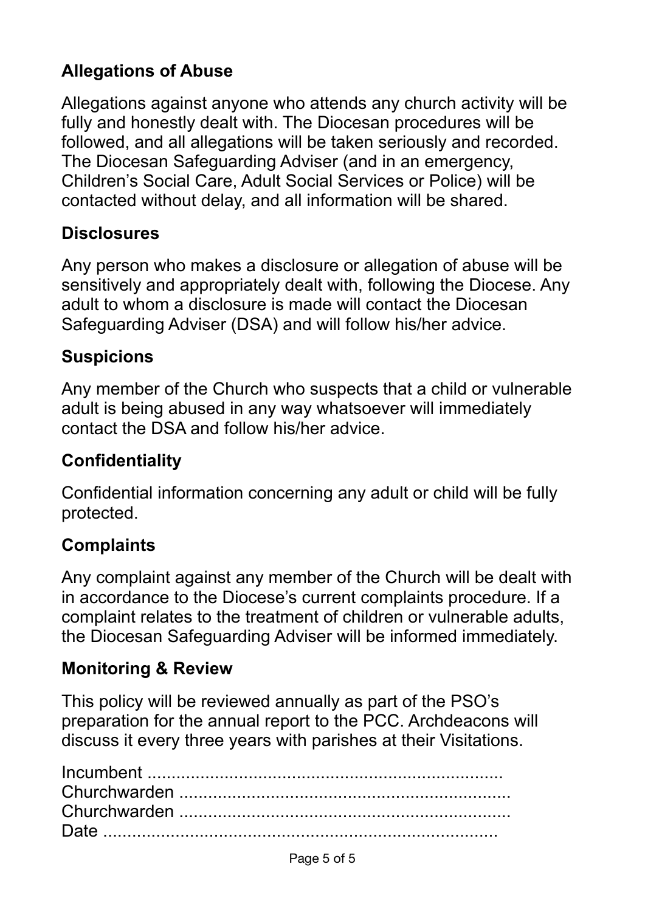## Allegations of Abuse

Allegations against anyone who attends any church activity will be fully and honestly dealt with. The Diocesan procedures will be followed, and all allegations will be taken seriously and recorded. The Diocesan Safeguarding Adviser (and in an emergency, Children's Social Care, Adult Social Services or Police) will be contacted without delay, and all information will be shared.

## Disclosures

Any person who makes a disclosure or allegation of abuse will be sensitively and appropriately dealt with, following the Diocese. Any adult to whom a disclosure is made will contact the Diocesan Safeguarding Adviser (DSA) and will follow his/her advice.

## Suspicions

Any member of the Church who suspects that a child or vulnerable adult is being abused in any way whatsoever will immediately contact the DSA and follow his/her advice.

## Confidentiality

Confidential information concerning any adult or child will be fully protected.

## Complaints

Any complaint against any member of the Church will be dealt with in accordance to the Diocese's current complaints procedure. If a complaint relates to the treatment of children or vulnerable adults, the Diocesan Safeguarding Adviser will be informed immediately.

## Monitoring & Review

This policy will be reviewed annually as part of the PSO's preparation for the annual report to the PCC. Archdeacons will discuss it every three years with parishes at their Visitations.

Incumbent ..........................................................................
Churchwarden ....................................................................
Churchwarden ....................................................................
Date ...................................................................................